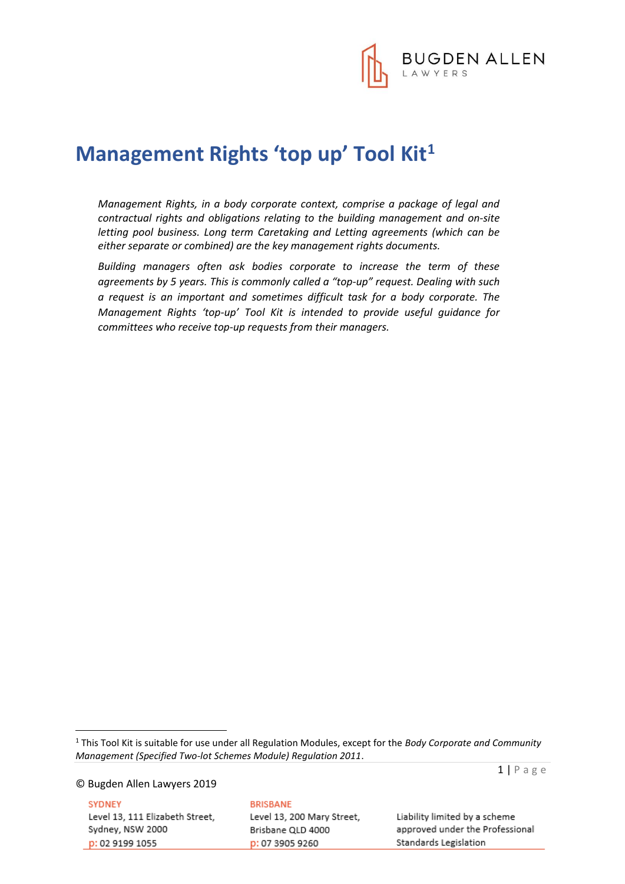# Management Rights 'top up' Tool Kit[1]

*Management Rights, in a body corporate context, comprise a package of legal and contractual rights and obligations relating to the building management and on-site letting pool business. Long term Caretaking and Letting agreements (which can be either separate or combined) are the key management rights documents.*

*Building managers often ask bodies corporate to increase the term of these agreements by 5 years. This is commonly called a "top-up" request. Dealing with such a request is an important and sometimes difficult task for a body corporate. The Management Rights 'top-up' Tool Kit is intended to provide useful guidance for committees who receive top-up requests from their managers.*

[1] This Tool Kit is suitable for use under all Regulation Modules, except for the *Body Corporate and Community Management (Specified Two-lot Schemes Module) Regulation 2011*.

© Bugden Allen Lawyers 2019

**SYDNEY**
Level 13, 111 Elizabeth Street,
Sydney, NSW 2000
p: 02 9199 1055

**BRISBANE**
Level 13, 200 Mary Street,
Brisbane QLD 4000
p: 07 3905 9260

Liability limited by a scheme approved under the Professional Standards Legislation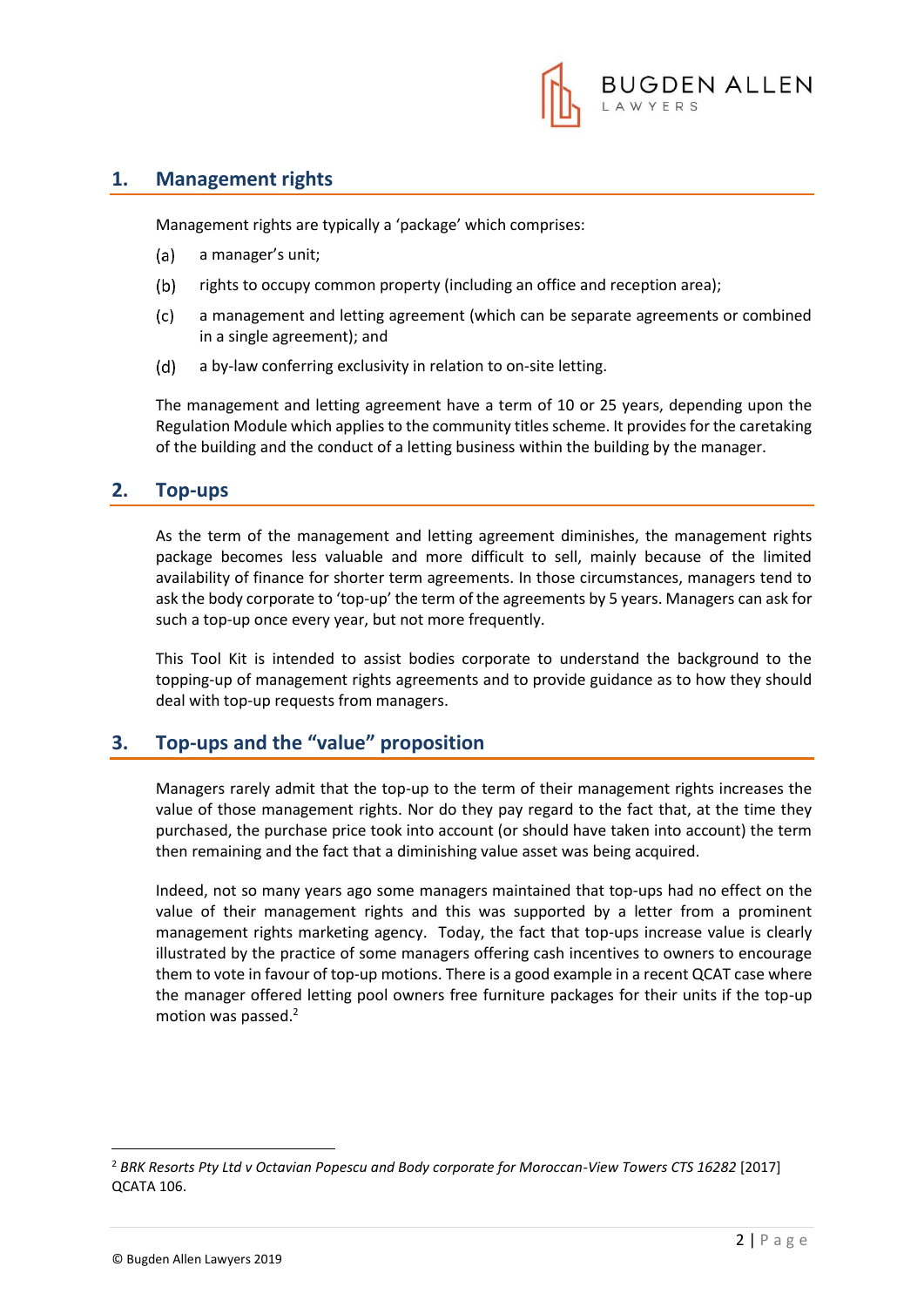## 1. Management rights

Management rights are typically a 'package' which comprises:

(a) a manager's unit;

(b) rights to occupy common property (including an office and reception area);

(c) a management and letting agreement (which can be separate agreements or combined in a single agreement); and

(d) a by-law conferring exclusivity in relation to on-site letting.

The management and letting agreement have a term of 10 or 25 years, depending upon the Regulation Module which applies to the community titles scheme. It provides for the caretaking of the building and the conduct of a letting business within the building by the manager.

## 2. Top-ups

As the term of the management and letting agreement diminishes, the management rights package becomes less valuable and more difficult to sell, mainly because of the limited availability of finance for shorter term agreements. In those circumstances, managers tend to ask the body corporate to 'top-up' the term of the agreements by 5 years. Managers can ask for such a top-up once every year, but not more frequently.

This Tool Kit is intended to assist bodies corporate to understand the background to the topping-up of management rights agreements and to provide guidance as to how they should deal with top-up requests from managers.

## 3. Top-ups and the "value" proposition

Managers rarely admit that the top-up to the term of their management rights increases the value of those management rights. Nor do they pay regard to the fact that, at the time they purchased, the purchase price took into account (or should have taken into account) the term then remaining and the fact that a diminishing value asset was being acquired.

Indeed, not so many years ago some managers maintained that top-ups had no effect on the value of their management rights and this was supported by a letter from a prominent management rights marketing agency. Today, the fact that top-ups increase value is clearly illustrated by the practice of some managers offering cash incentives to owners to encourage them to vote in favour of top-up motions. There is a good example in a recent QCAT case where the manager offered letting pool owners free furniture packages for their units if the top-up motion was passed.[2]

[2] *BRK Resorts Pty Ltd v Octavian Popescu and Body corporate for Moroccan-View Towers CTS 16282* [2017] QCATA 106.

© Bugden Allen Lawyers 2019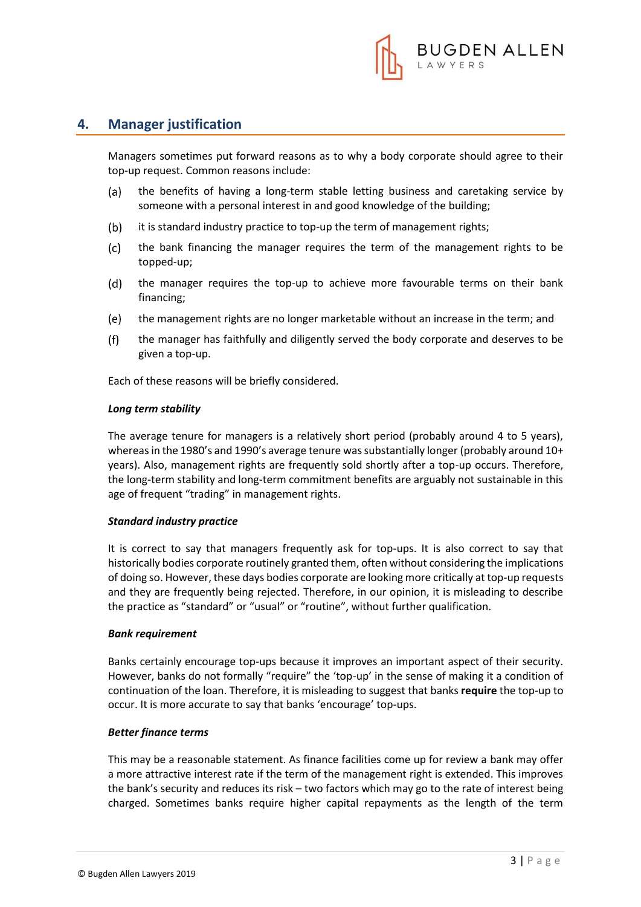## 4. Manager justification

Managers sometimes put forward reasons as to why a body corporate should agree to their top-up request. Common reasons include:

(a) the benefits of having a long-term stable letting business and caretaking service by someone with a personal interest in and good knowledge of the building;

(b) it is standard industry practice to top-up the term of management rights;

(c) the bank financing the manager requires the term of the management rights to be topped-up;

(d) the manager requires the top-up to achieve more favourable terms on their bank financing;

(e) the management rights are no longer marketable without an increase in the term; and

(f) the manager has faithfully and diligently served the body corporate and deserves to be given a top-up.

Each of these reasons will be briefly considered.

***Long term stability***

The average tenure for managers is a relatively short period (probably around 4 to 5 years), whereas in the 1980's and 1990's average tenure was substantially longer (probably around 10+ years). Also, management rights are frequently sold shortly after a top-up occurs. Therefore, the long-term stability and long-term commitment benefits are arguably not sustainable in this age of frequent "trading" in management rights.

***Standard industry practice***

It is correct to say that managers frequently ask for top-ups. It is also correct to say that historically bodies corporate routinely granted them, often without considering the implications of doing so. However, these days bodies corporate are looking more critically at top-up requests and they are frequently being rejected. Therefore, in our opinion, it is misleading to describe the practice as "standard" or "usual" or "routine", without further qualification.

***Bank requirement***

Banks certainly encourage top-ups because it improves an important aspect of their security. However, banks do not formally "require" the 'top-up' in the sense of making it a condition of continuation of the loan. Therefore, it is misleading to suggest that banks **require** the top-up to occur. It is more accurate to say that banks 'encourage' top-ups.

***Better finance terms***

This may be a reasonable statement. As finance facilities come up for review a bank may offer a more attractive interest rate if the term of the management right is extended. This improves the bank's security and reduces its risk – two factors which may go to the rate of interest being charged. Sometimes banks require higher capital repayments as the length of the term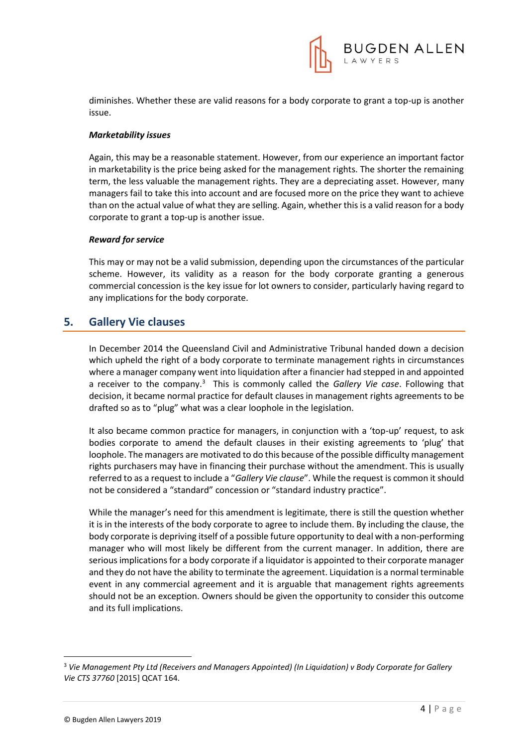diminishes. Whether these are valid reasons for a body corporate to grant a top-up is another issue.

***Marketability issues***

Again, this may be a reasonable statement. However, from our experience an important factor in marketability is the price being asked for the management rights. The shorter the remaining term, the less valuable the management rights. They are a depreciating asset. However, many managers fail to take this into account and are focused more on the price they want to achieve than on the actual value of what they are selling. Again, whether this is a valid reason for a body corporate to grant a top-up is another issue.

***Reward for service***

This may or may not be a valid submission, depending upon the circumstances of the particular scheme. However, its validity as a reason for the body corporate granting a generous commercial concession is the key issue for lot owners to consider, particularly having regard to any implications for the body corporate.

## 5. Gallery Vie clauses

In December 2014 the Queensland Civil and Administrative Tribunal handed down a decision which upheld the right of a body corporate to terminate management rights in circumstances where a manager company went into liquidation after a financier had stepped in and appointed a receiver to the company.[3] This is commonly called the *Gallery Vie case*. Following that decision, it became normal practice for default clauses in management rights agreements to be drafted so as to "plug" what was a clear loophole in the legislation.

It also became common practice for managers, in conjunction with a 'top-up' request, to ask bodies corporate to amend the default clauses in their existing agreements to 'plug' that loophole. The managers are motivated to do this because of the possible difficulty management rights purchasers may have in financing their purchase without the amendment. This is usually referred to as a request to include a "*Gallery Vie clause*". While the request is common it should not be considered a "standard" concession or "standard industry practice".

While the manager's need for this amendment is legitimate, there is still the question whether it is in the interests of the body corporate to agree to include them. By including the clause, the body corporate is depriving itself of a possible future opportunity to deal with a non-performing manager who will most likely be different from the current manager. In addition, there are serious implications for a body corporate if a liquidator is appointed to their corporate manager and they do not have the ability to terminate the agreement. Liquidation is a normal terminable event in any commercial agreement and it is arguable that management rights agreements should not be an exception. Owners should be given the opportunity to consider this outcome and its full implications.

---

[3] *Vie Management Pty Ltd (Receivers and Managers Appointed) (In Liquidation) v Body Corporate for Gallery Vie CTS 37760* [2015] QCAT 164.

© Bugden Allen Lawyers 2019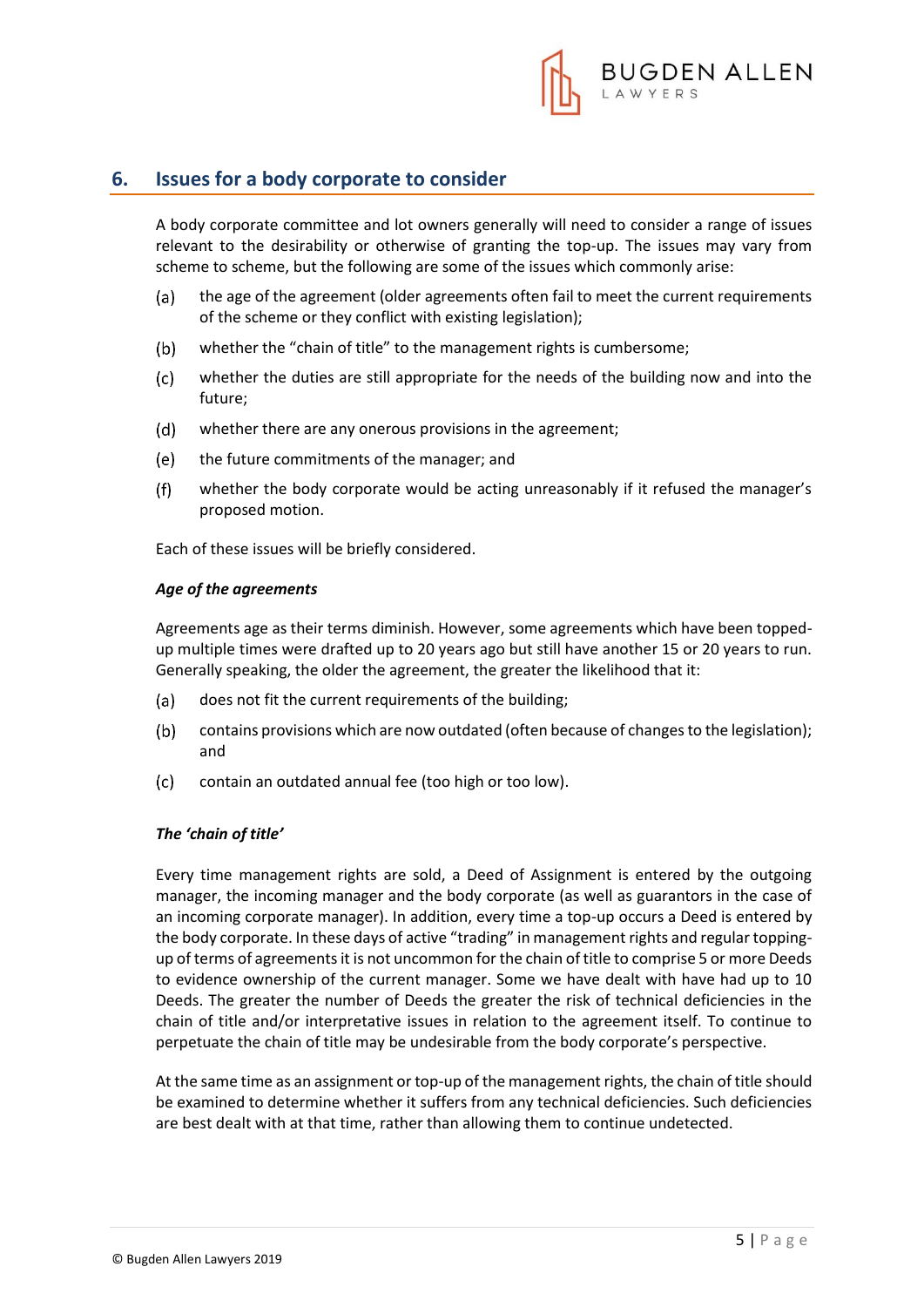## 6. Issues for a body corporate to consider

A body corporate committee and lot owners generally will need to consider a range of issues relevant to the desirability or otherwise of granting the top-up. The issues may vary from scheme to scheme, but the following are some of the issues which commonly arise:

(a) the age of the agreement (older agreements often fail to meet the current requirements of the scheme or they conflict with existing legislation);

(b) whether the "chain of title" to the management rights is cumbersome;

(c) whether the duties are still appropriate for the needs of the building now and into the future;

(d) whether there are any onerous provisions in the agreement;

(e) the future commitments of the manager; and

(f) whether the body corporate would be acting unreasonably if it refused the manager's proposed motion.

Each of these issues will be briefly considered.

***Age of the agreements***

Agreements age as their terms diminish. However, some agreements which have been topped-up multiple times were drafted up to 20 years ago but still have another 15 or 20 years to run. Generally speaking, the older the agreement, the greater the likelihood that it:

(a) does not fit the current requirements of the building;

(b) contains provisions which are now outdated (often because of changes to the legislation); and

(c) contain an outdated annual fee (too high or too low).

***The 'chain of title'***

Every time management rights are sold, a Deed of Assignment is entered by the outgoing manager, the incoming manager and the body corporate (as well as guarantors in the case of an incoming corporate manager). In addition, every time a top-up occurs a Deed is entered by the body corporate. In these days of active "trading" in management rights and regular topping-up of terms of agreements it is not uncommon for the chain of title to comprise 5 or more Deeds to evidence ownership of the current manager. Some we have dealt with have had up to 10 Deeds. The greater the number of Deeds the greater the risk of technical deficiencies in the chain of title and/or interpretative issues in relation to the agreement itself. To continue to perpetuate the chain of title may be undesirable from the body corporate's perspective.

At the same time as an assignment or top-up of the management rights, the chain of title should be examined to determine whether it suffers from any technical deficiencies. Such deficiencies are best dealt with at that time, rather than allowing them to continue undetected.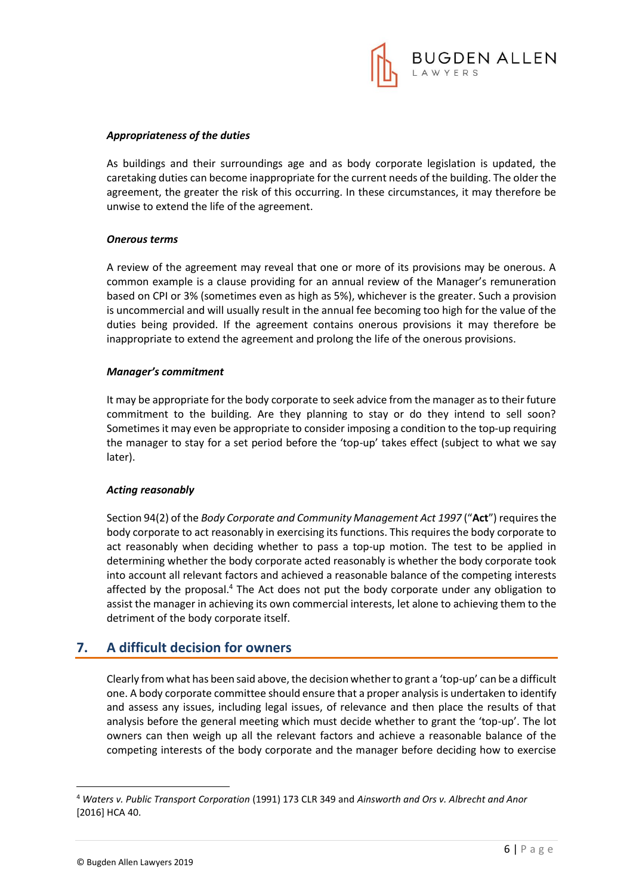***Appropriateness of the duties***

As buildings and their surroundings age and as body corporate legislation is updated, the caretaking duties can become inappropriate for the current needs of the building. The older the agreement, the greater the risk of this occurring. In these circumstances, it may therefore be unwise to extend the life of the agreement.

***Onerous terms***

A review of the agreement may reveal that one or more of its provisions may be onerous. A common example is a clause providing for an annual review of the Manager's remuneration based on CPI or 3% (sometimes even as high as 5%), whichever is the greater. Such a provision is uncommercial and will usually result in the annual fee becoming too high for the value of the duties being provided. If the agreement contains onerous provisions it may therefore be inappropriate to extend the agreement and prolong the life of the onerous provisions.

***Manager's commitment***

It may be appropriate for the body corporate to seek advice from the manager as to their future commitment to the building. Are they planning to stay or do they intend to sell soon? Sometimes it may even be appropriate to consider imposing a condition to the top-up requiring the manager to stay for a set period before the 'top-up' takes effect (subject to what we say later).

***Acting reasonably***

Section 94(2) of the *Body Corporate and Community Management Act 1997* ("**Act**") requires the body corporate to act reasonably in exercising its functions. This requires the body corporate to act reasonably when deciding whether to pass a top-up motion. The test to be applied in determining whether the body corporate acted reasonably is whether the body corporate took into account all relevant factors and achieved a reasonable balance of the competing interests affected by the proposal.[4] The Act does not put the body corporate under any obligation to assist the manager in achieving its own commercial interests, let alone to achieving them to the detriment of the body corporate itself.

## 7. A difficult decision for owners

Clearly from what has been said above, the decision whether to grant a 'top-up' can be a difficult one. A body corporate committee should ensure that a proper analysis is undertaken to identify and assess any issues, including legal issues, of relevance and then place the results of that analysis before the general meeting which must decide whether to grant the 'top-up'. The lot owners can then weigh up all the relevant factors and achieve a reasonable balance of the competing interests of the body corporate and the manager before deciding how to exercise

[4] *Waters v. Public Transport Corporation* (1991) 173 CLR 349 and *Ainsworth and Ors v. Albrecht and Anor* [2016] HCA 40.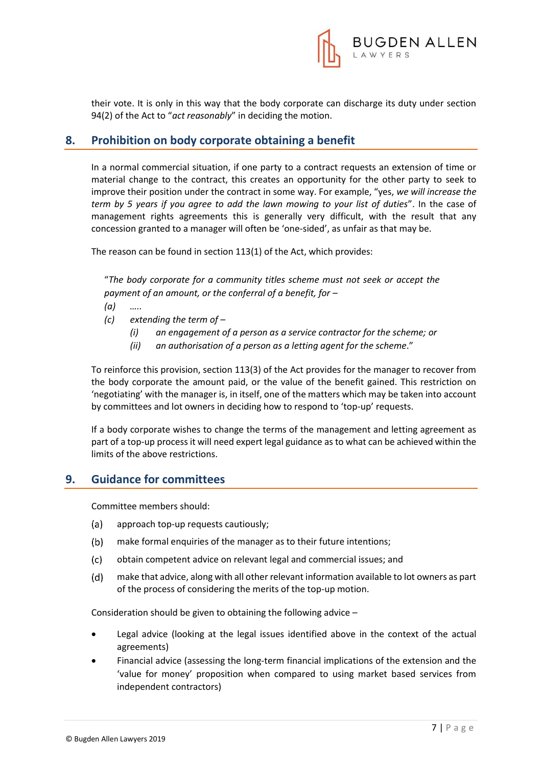their vote. It is only in this way that the body corporate can discharge its duty under section 94(2) of the Act to "*act reasonably*" in deciding the motion.

## 8. Prohibition on body corporate obtaining a benefit

In a normal commercial situation, if one party to a contract requests an extension of time or material change to the contract, this creates an opportunity for the other party to seek to improve their position under the contract in some way. For example, "yes, *we will increase the term by 5 years if you agree to add the lawn mowing to your list of duties*". In the case of management rights agreements this is generally very difficult, with the result that any concession granted to a manager will often be 'one-sided', as unfair as that may be.

The reason can be found in section 113(1) of the Act, which provides:

> "*The body corporate for a community titles scheme must not seek or accept the payment of an amount, or the conferral of a benefit, for –*
>
> *(a)* .....
>
> *(c)* *extending the term of –*
>
> *(i)* *an engagement of a person as a service contractor for the scheme; or*
>
> *(ii)* *an authorisation of a person as a letting agent for the scheme*."

To reinforce this provision, section 113(3) of the Act provides for the manager to recover from the body corporate the amount paid, or the value of the benefit gained. This restriction on 'negotiating' with the manager is, in itself, one of the matters which may be taken into account by committees and lot owners in deciding how to respond to 'top-up' requests.

If a body corporate wishes to change the terms of the management and letting agreement as part of a top-up process it will need expert legal guidance as to what can be achieved within the limits of the above restrictions.

## 9. Guidance for committees

Committee members should:

(a) approach top-up requests cautiously;

(b) make formal enquiries of the manager as to their future intentions;

(c) obtain competent advice on relevant legal and commercial issues; and

(d) make that advice, along with all other relevant information available to lot owners as part of the process of considering the merits of the top-up motion.

Consideration should be given to obtaining the following advice –

- Legal advice (looking at the legal issues identified above in the context of the actual agreements)
- Financial advice (assessing the long-term financial implications of the extension and the 'value for money' proposition when compared to using market based services from independent contractors)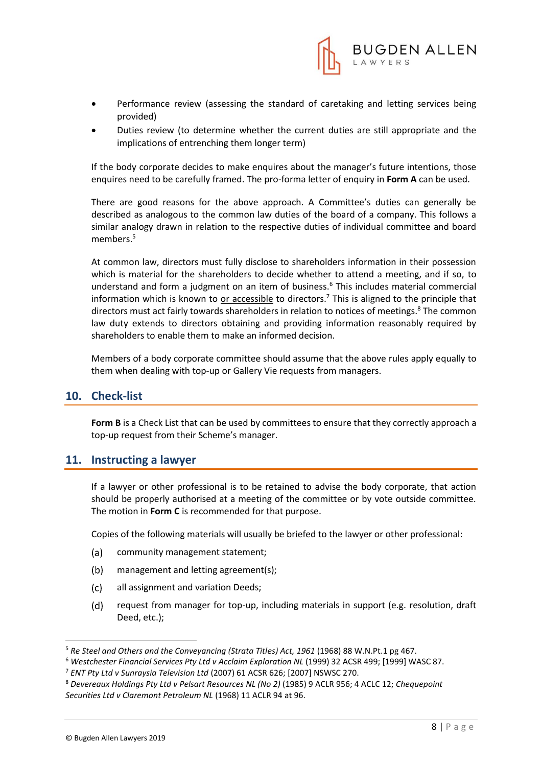- Performance review (assessing the standard of caretaking and letting services being provided)
- Duties review (to determine whether the current duties are still appropriate and the implications of entrenching them longer term)

If the body corporate decides to make enquires about the manager's future intentions, those enquires need to be carefully framed. The pro-forma letter of enquiry in **Form A** can be used.

There are good reasons for the above approach. A Committee's duties can generally be described as analogous to the common law duties of the board of a company. This follows a similar analogy drawn in relation to the respective duties of individual committee and board members.[5]

At common law, directors must fully disclose to shareholders information in their possession which is material for the shareholders to decide whether to attend a meeting, and if so, to understand and form a judgment on an item of business.[6] This includes material commercial information which is known to <u>or accessible</u> to directors.[7] This is aligned to the principle that directors must act fairly towards shareholders in relation to notices of meetings.[8] The common law duty extends to directors obtaining and providing information reasonably required by shareholders to enable them to make an informed decision.

Members of a body corporate committee should assume that the above rules apply equally to them when dealing with top-up or Gallery Vie requests from managers.

## 10. Check-list

**Form B** is a Check List that can be used by committees to ensure that they correctly approach a top-up request from their Scheme's manager.

## 11. Instructing a lawyer

If a lawyer or other professional is to be retained to advise the body corporate, that action should be properly authorised at a meeting of the committee or by vote outside committee. The motion in **Form C** is recommended for that purpose.

Copies of the following materials will usually be briefed to the lawyer or other professional:

(a) community management statement;

(b) management and letting agreement(s);

(c) all assignment and variation Deeds;

(d) request from manager for top-up, including materials in support (e.g. resolution, draft Deed, etc.);

---

[5] *Re Steel and Others and the Conveyancing (Strata Titles) Act, 1961* (1968) 88 W.N.Pt.1 pg 467.

[6] *Westchester Financial Services Pty Ltd v Acclaim Exploration NL* (1999) 32 ACSR 499; [1999] WASC 87.

[7] *ENT Pty Ltd v Sunraysia Television Ltd* (2007) 61 ACSR 626; [2007] NSWSC 270.

[8] *Devereaux Holdings Pty Ltd v Pelsart Resources NL (No 2)* (1985) 9 ACLR 956; 4 ACLC 12; *Chequepoint Securities Ltd v Claremont Petroleum NL* (1968) 11 ACLR 94 at 96.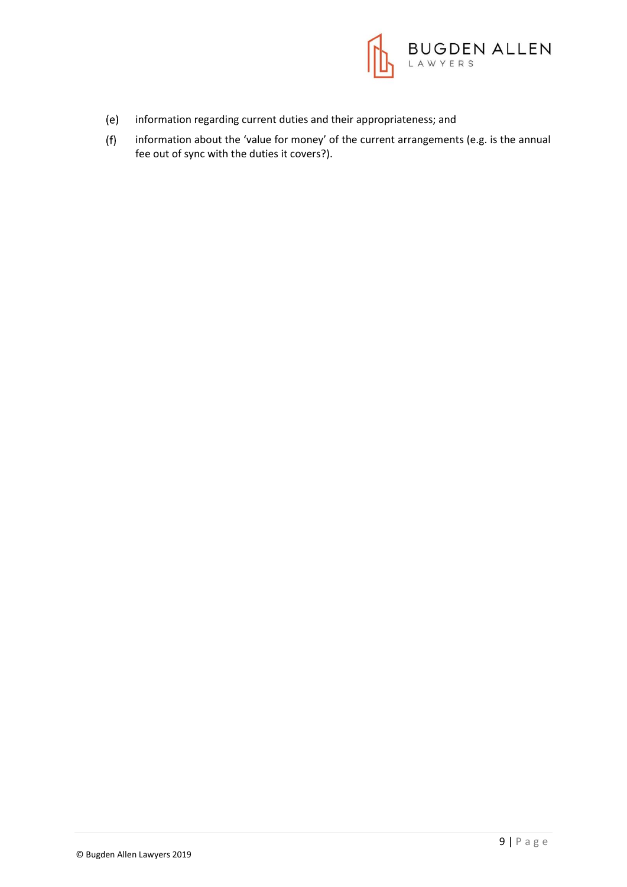(e) information regarding current duties and their appropriateness; and

(f) information about the 'value for money' of the current arrangements (e.g. is the annual fee out of sync with the duties it covers?).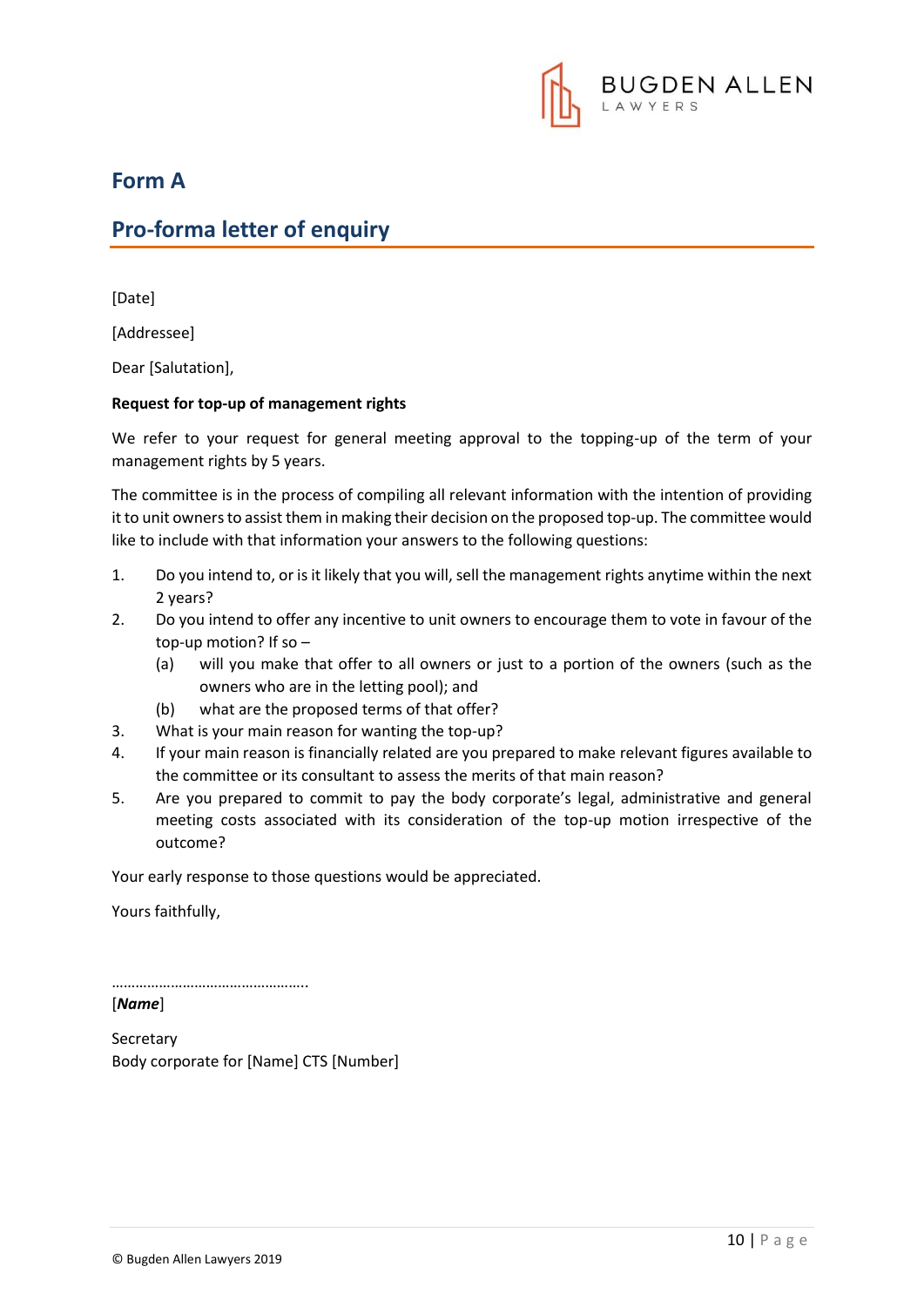## Form A

## Pro-forma letter of enquiry

[Date]

[Addressee]

Dear [Salutation],

**Request for top-up of management rights**

We refer to your request for general meeting approval to the topping-up of the term of your management rights by 5 years.

The committee is in the process of compiling all relevant information with the intention of providing it to unit owners to assist them in making their decision on the proposed top-up. The committee would like to include with that information your answers to the following questions:

1. Do you intend to, or is it likely that you will, sell the management rights anytime within the next 2 years?
2. Do you intend to offer any incentive to unit owners to encourage them to vote in favour of the top-up motion? If so –
   (a) will you make that offer to all owners or just to a portion of the owners (such as the owners who are in the letting pool); and
   (b) what are the proposed terms of that offer?
3. What is your main reason for wanting the top-up?
4. If your main reason is financially related are you prepared to make relevant figures available to the committee or its consultant to assess the merits of that main reason?
5. Are you prepared to commit to pay the body corporate's legal, administrative and general meeting costs associated with its consideration of the top-up motion irrespective of the outcome?

Your early response to those questions would be appreciated.

Yours faithfully,

…………………………………………..

[***Name***]

Secretary
Body corporate for [Name] CTS [Number]

© Bugden Allen Lawyers 2019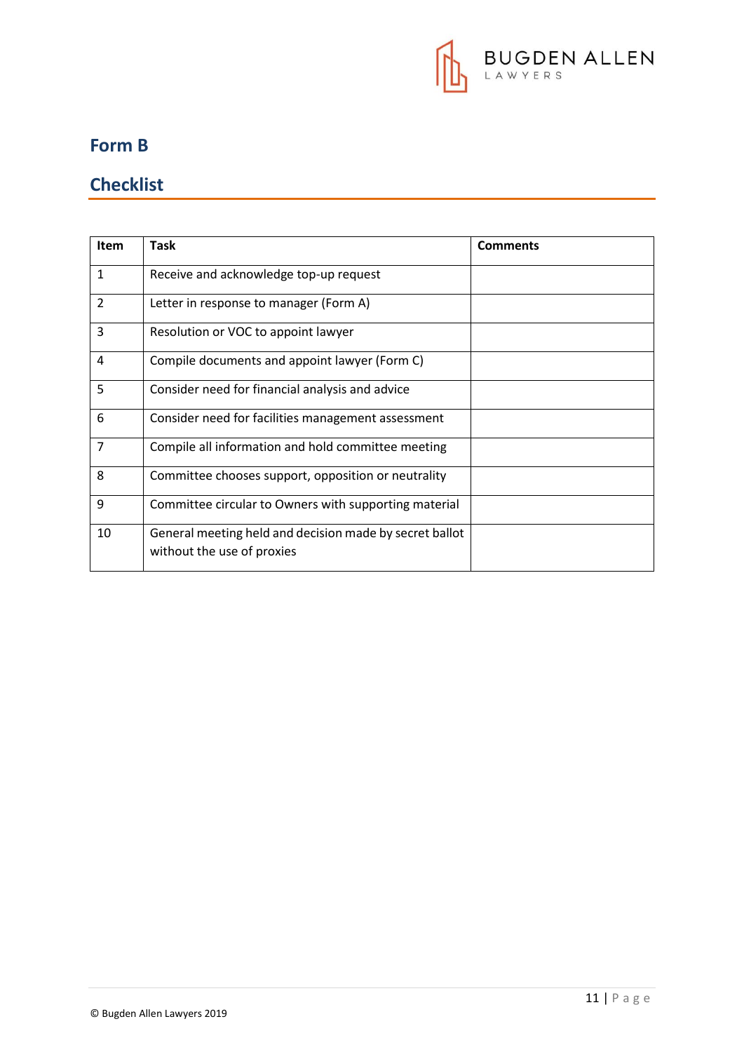## Form B

## Checklist

| Item | Task | Comments |
| --- | --- | --- |
| 1 | Receive and acknowledge top-up request | |
| 2 | Letter in response to manager (Form A) | |
| 3 | Resolution or VOC to appoint lawyer | |
| 4 | Compile documents and appoint lawyer (Form C) | |
| 5 | Consider need for financial analysis and advice | |
| 6 | Consider need for facilities management assessment | |
| 7 | Compile all information and hold committee meeting | |
| 8 | Committee chooses support, opposition or neutrality | |
| 9 | Committee circular to Owners with supporting material | |
| 10 | General meeting held and decision made by secret ballot without the use of proxies | |

© Bugden Allen Lawyers 2019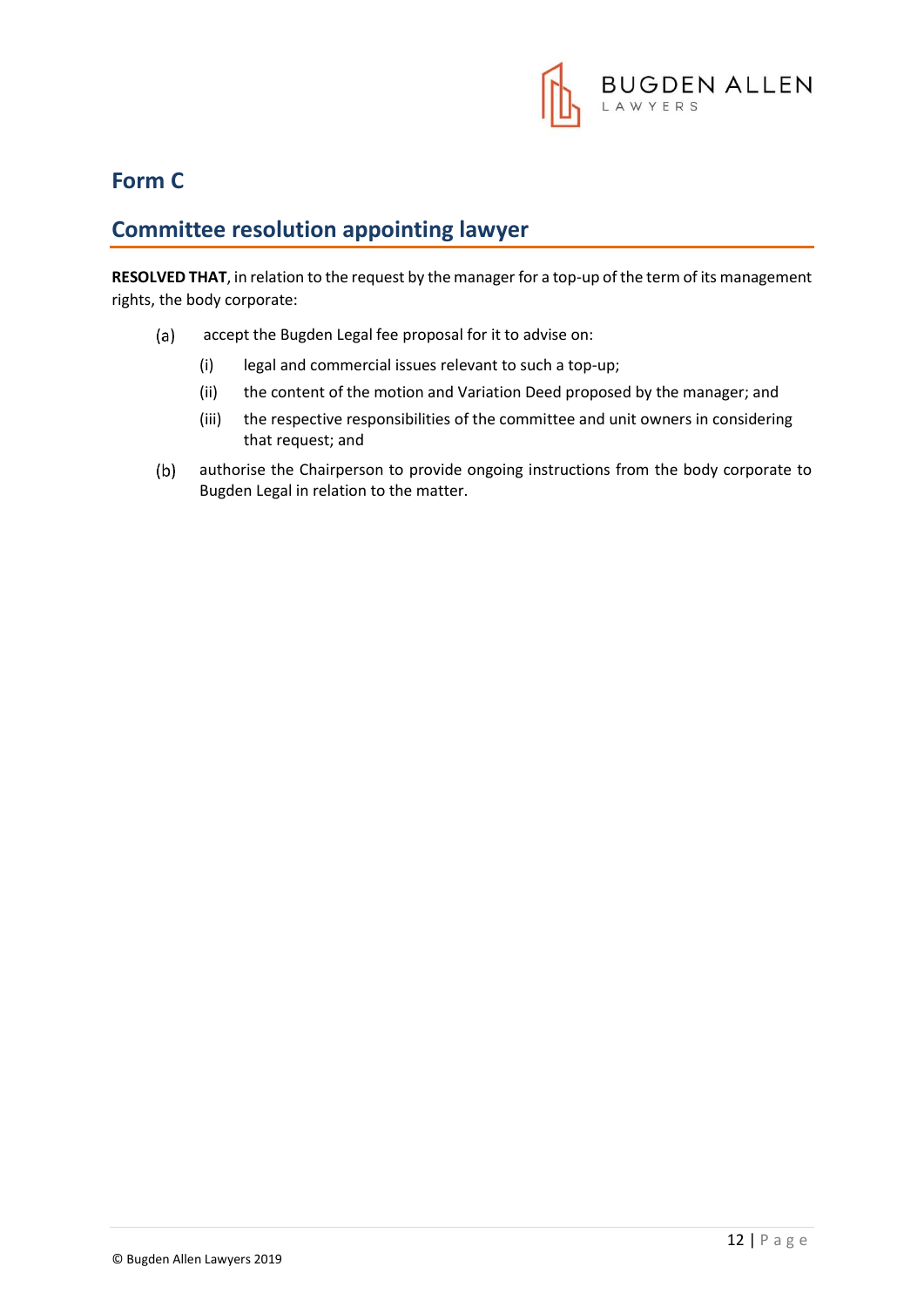## Form C

## Committee resolution appointing lawyer

**RESOLVED THAT**, in relation to the request by the manager for a top-up of the term of its management rights, the body corporate:

(a) accept the Bugden Legal fee proposal for it to advise on:

  (i) legal and commercial issues relevant to such a top-up;

  (ii) the content of the motion and Variation Deed proposed by the manager; and

  (iii) the respective responsibilities of the committee and unit owners in considering that request; and

(b) authorise the Chairperson to provide ongoing instructions from the body corporate to Bugden Legal in relation to the matter.